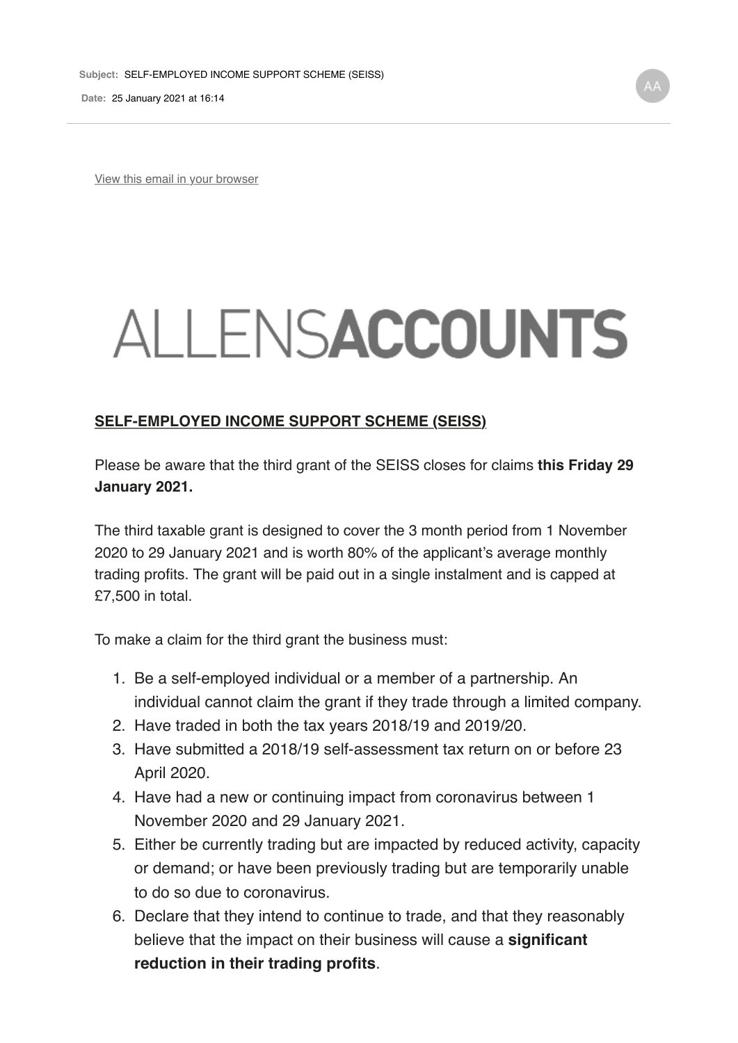**Subject:** SELF-EMPLOYED INCOME SUPPORT SCHEME (SEISS)

**Date:** 25 January 2021 at 16:14

View this email in your browser

# ALLENSACCOUNTS

**SELF-EMPLOYED INCOME SUPPORT SCHEME (SEISS)**

Please be aware that the third grant of the SEISS closes for claims **this Friday 29 January 2021.**

The third taxable grant is designed to cover the 3 month period from 1 November 2020 to 29 January 2021 and is worth 80% of the applicant's average monthly trading profits. The grant will be paid out in a single instalment and is capped at £7,500 in total.

To make a claim for the third grant the business must:

1. Be a self-employed individual or a member of a partnership. An individual cannot claim the grant if they trade through a limited company.
2. Have traded in both the tax years 2018/19 and 2019/20.
3. Have submitted a 2018/19 self-assessment tax return on or before 23 April 2020.
4. Have had a new or continuing impact from coronavirus between 1 November 2020 and 29 January 2021.
5. Either be currently trading but are impacted by reduced activity, capacity or demand; or have been previously trading but are temporarily unable to do so due to coronavirus.
6. Declare that they intend to continue to trade, and that they reasonably believe that the impact on their business will cause a **significant reduction in their trading profits**.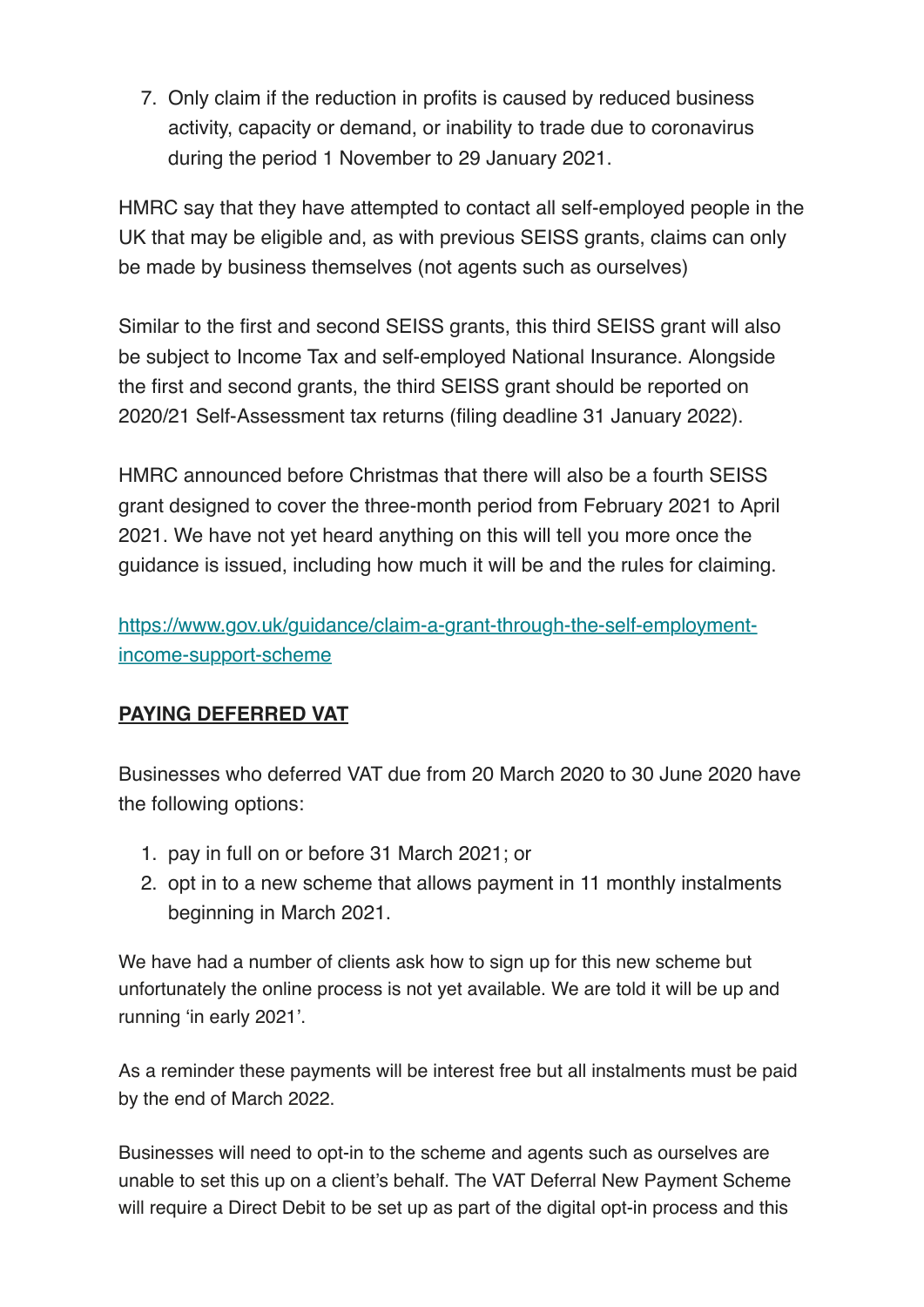7. Only claim if the reduction in profits is caused by reduced business activity, capacity or demand, or inability to trade due to coronavirus during the period 1 November to 29 January 2021.

HMRC say that they have attempted to contact all self-employed people in the UK that may be eligible and, as with previous SEISS grants, claims can only be made by business themselves (not agents such as ourselves)

Similar to the first and second SEISS grants, this third SEISS grant will also be subject to Income Tax and self-employed National Insurance. Alongside the first and second grants, the third SEISS grant should be reported on 2020/21 Self-Assessment tax returns (filing deadline 31 January 2022).

HMRC announced before Christmas that there will also be a fourth SEISS grant designed to cover the three-month period from February 2021 to April 2021. We have not yet heard anything on this will tell you more once the guidance is issued, including how much it will be and the rules for claiming.

[https://www.gov.uk/guidance/claim-a-grant-through-the-self-employment-income-support-scheme](https://www.gov.uk/guidance/claim-a-grant-through-the-self-employment-income-support-scheme)

**PAYING DEFERRED VAT**

Businesses who deferred VAT due from 20 March 2020 to 30 June 2020 have the following options:

1. pay in full on or before 31 March 2021; or
2. opt in to a new scheme that allows payment in 11 monthly instalments beginning in March 2021.

We have had a number of clients ask how to sign up for this new scheme but unfortunately the online process is not yet available. We are told it will be up and running 'in early 2021'.

As a reminder these payments will be interest free but all instalments must be paid by the end of March 2022.

Businesses will need to opt-in to the scheme and agents such as ourselves are unable to set this up on a client's behalf. The VAT Deferral New Payment Scheme will require a Direct Debit to be set up as part of the digital opt-in process and this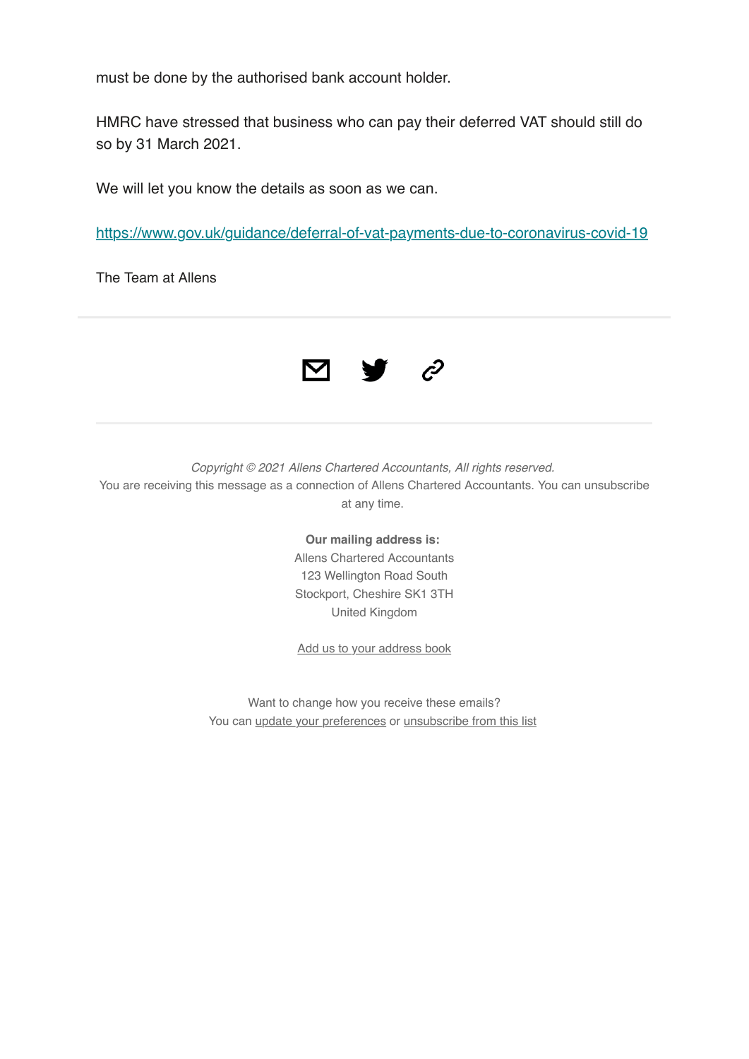must be done by the authorised bank account holder.

HMRC have stressed that business who can pay their deferred VAT should still do so by 31 March 2021.

We will let you know the details as soon as we can.

https://www.gov.uk/guidance/deferral-of-vat-payments-due-to-coronavirus-covid-19

The Team at Allens

---

*Copyright © 2021 Allens Chartered Accountants, All rights reserved.*
You are receiving this message as a connection of Allens Chartered Accountants. You can unsubscribe at any time.

**Our mailing address is:**
Allens Chartered Accountants
123 Wellington Road South
Stockport, Cheshire SK1 3TH
United Kingdom

Add us to your address book

Want to change how you receive these emails?
You can update your preferences or unsubscribe from this list